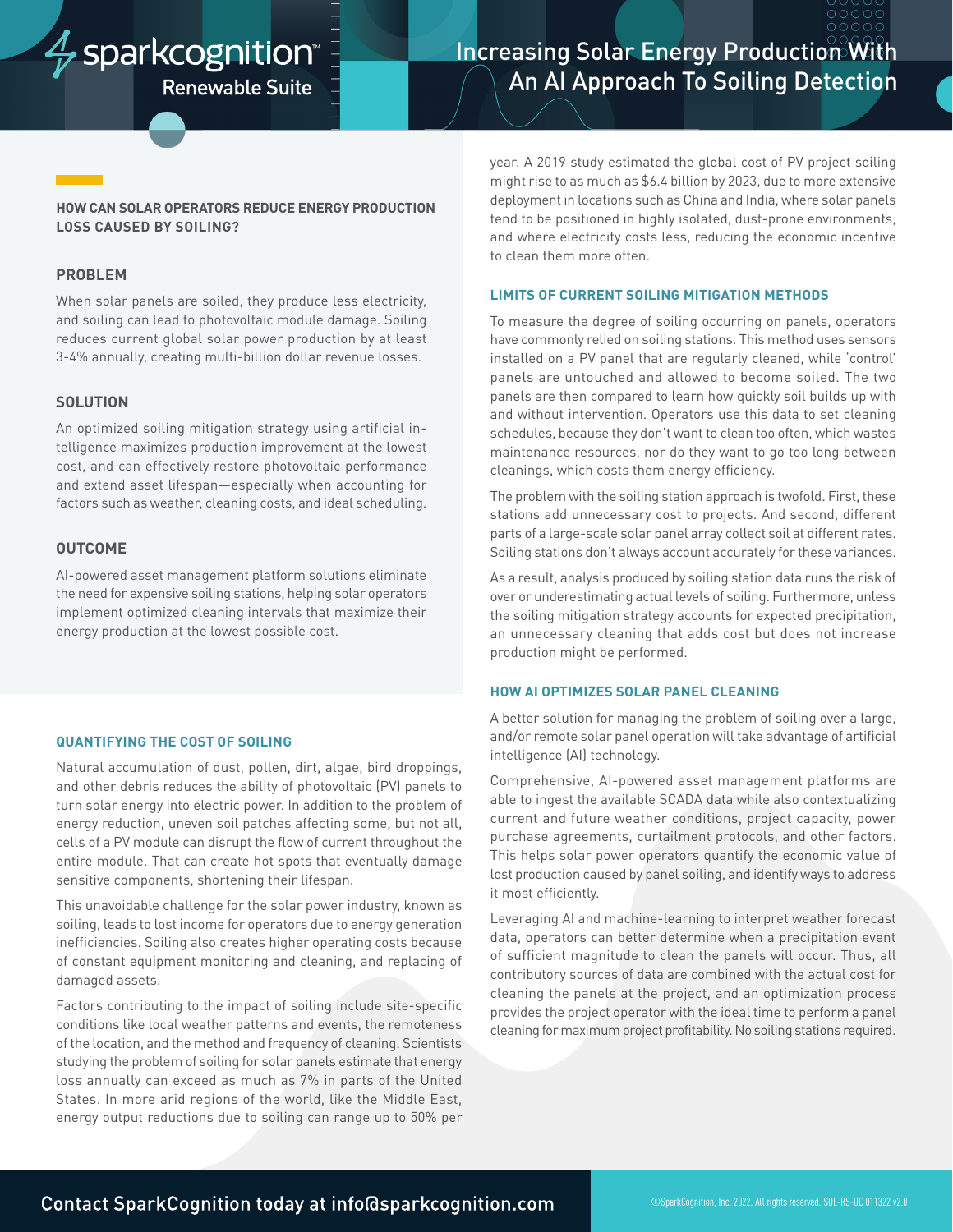sparkcognition™ Renewable Suite

# Increasing Solar Energy Production With An AI Approach To Soiling Detection

**HOW CAN SOLAR OPERATORS REDUCE ENERGY PRODUCTION LOSS CAUSED BY SOILING?**

## PROBLEM

When solar panels are soiled, they produce less electricity, and soiling can lead to photovoltaic module damage. Soiling reduces current global solar power production by at least 3-4% annually, creating multi-billion dollar revenue losses.

## SOLUTION

An optimized soiling mitigation strategy using artificial intelligence maximizes production improvement at the lowest cost, and can effectively restore photovoltaic performance and extend asset lifespan—especially when accounting for factors such as weather, cleaning costs, and ideal scheduling.

## OUTCOME

AI-powered asset management platform solutions eliminate the need for expensive soiling stations, helping solar operators implement optimized cleaning intervals that maximize their energy production at the lowest possible cost.

### QUANTIFYING THE COST OF SOILING

Natural accumulation of dust, pollen, dirt, algae, bird droppings, and other debris reduces the ability of photovoltaic (PV) panels to turn solar energy into electric power. In addition to the problem of energy reduction, uneven soil patches affecting some, but not all, cells of a PV module can disrupt the flow of current throughout the entire module. That can create hot spots that eventually damage sensitive components, shortening their lifespan.

This unavoidable challenge for the solar power industry, known as soiling, leads to lost income for operators due to energy generation inefficiencies. Soiling also creates higher operating costs because of constant equipment monitoring and cleaning, and replacing of damaged assets.

Factors contributing to the impact of soiling include site-specific conditions like local weather patterns and events, the remoteness of the location, and the method and frequency of cleaning. Scientists studying the problem of soiling for solar panels estimate that energy loss annually can exceed as much as 7% in parts of the United States. In more arid regions of the world, like the Middle East, energy output reductions due to soiling can range up to 50% per year. A 2019 study estimated the global cost of PV project soiling might rise to as much as $6.4 billion by 2023, due to more extensive deployment in locations such as China and India, where solar panels tend to be positioned in highly isolated, dust-prone environments, and where electricity costs less, reducing the economic incentive to clean them more often.

### LIMITS OF CURRENT SOILING MITIGATION METHODS

To measure the degree of soiling occurring on panels, operators have commonly relied on soiling stations. This method uses sensors installed on a PV panel that are regularly cleaned, while 'control' panels are untouched and allowed to become soiled. The two panels are then compared to learn how quickly soil builds up with and without intervention. Operators use this data to set cleaning schedules, because they don't want to clean too often, which wastes maintenance resources, nor do they want to go too long between cleanings, which costs them energy efficiency.

The problem with the soiling station approach is twofold. First, these stations add unnecessary cost to projects. And second, different parts of a large-scale solar panel array collect soil at different rates. Soiling stations don't always account accurately for these variances.

As a result, analysis produced by soiling station data runs the risk of over or underestimating actual levels of soiling. Furthermore, unless the soiling mitigation strategy accounts for expected precipitation, an unnecessary cleaning that adds cost but does not increase production might be performed.

### HOW AI OPTIMIZES SOLAR PANEL CLEANING

A better solution for managing the problem of soiling over a large, and/or remote solar panel operation will take advantage of artificial intelligence (AI) technology.

Comprehensive, AI-powered asset management platforms are able to ingest the available SCADA data while also contextualizing current and future weather conditions, project capacity, power purchase agreements, curtailment protocols, and other factors. This helps solar power operators quantify the economic value of lost production caused by panel soiling, and identify ways to address it most efficiently.

Leveraging AI and machine-learning to interpret weather forecast data, operators can better determine when a precipitation event of sufficient magnitude to clean the panels will occur. Thus, all contributory sources of data are combined with the actual cost for cleaning the panels at the project, and an optimization process provides the project operator with the ideal time to perform a panel cleaning for maximum project profitability. No soiling stations required.

Contact SparkCognition today at info@sparkcognition.com

©SparkCognition, Inc. 2022. All rights reserved. SOL-RS-UC 011322 v2.0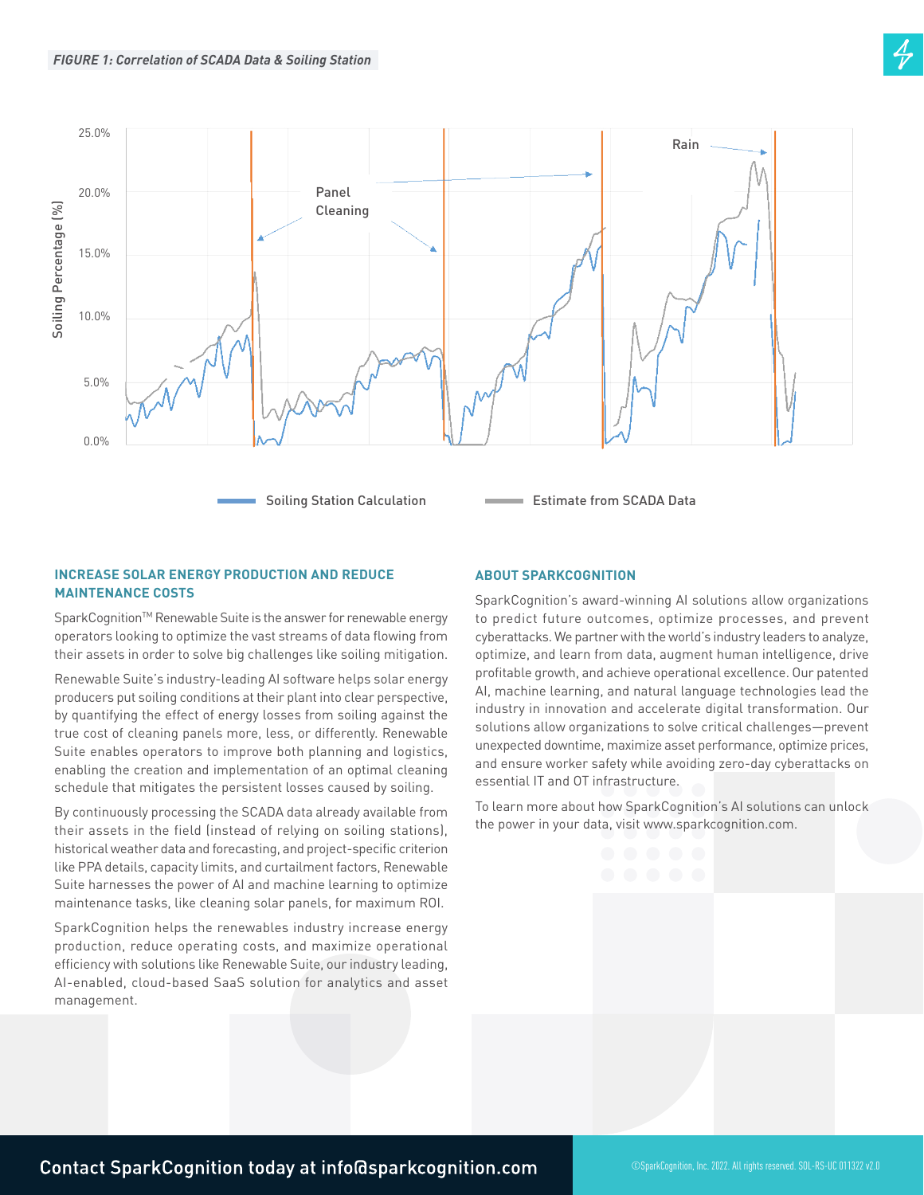*FIGURE 1: Correlation of SCADA Data & Soiling Station*

25.0%
20.0%
15.0%
10.0%
5.0%
0.0%

Soiling Percentage (%)

Panel Cleaning

Rain

Soiling Station Calculation

Estimate from SCADA Data

## INCREASE SOLAR ENERGY PRODUCTION AND REDUCE MAINTENANCE COSTS

SparkCognition™ Renewable Suite is the answer for renewable energy operators looking to optimize the vast streams of data flowing from their assets in order to solve big challenges like soiling mitigation.

Renewable Suite's industry-leading AI software helps solar energy producers put soiling conditions at their plant into clear perspective, by quantifying the effect of energy losses from soiling against the true cost of cleaning panels more, less, or differently. Renewable Suite enables operators to improve both planning and logistics, enabling the creation and implementation of an optimal cleaning schedule that mitigates the persistent losses caused by soiling.

By continuously processing the SCADA data already available from their assets in the field (instead of relying on soiling stations), historical weather data and forecasting, and project-specific criterion like PPA details, capacity limits, and curtailment factors, Renewable Suite harnesses the power of AI and machine learning to optimize maintenance tasks, like cleaning solar panels, for maximum ROI.

SparkCognition helps the renewables industry increase energy production, reduce operating costs, and maximize operational efficiency with solutions like Renewable Suite, our industry leading, AI-enabled, cloud-based SaaS solution for analytics and asset management.

## ABOUT SPARKCOGNITION

SparkCognition's award-winning AI solutions allow organizations to predict future outcomes, optimize processes, and prevent cyberattacks. We partner with the world's industry leaders to analyze, optimize, and learn from data, augment human intelligence, drive profitable growth, and achieve operational excellence. Our patented AI, machine learning, and natural language technologies lead the industry in innovation and accelerate digital transformation. Our solutions allow organizations to solve critical challenges—prevent unexpected downtime, maximize asset performance, optimize prices, and ensure worker safety while avoiding zero-day cyberattacks on essential IT and OT infrastructure.

To learn more about how SparkCognition's AI solutions can unlock the power in your data, visit www.sparkcognition.com.

**Contact SparkCognition today at info@sparkcognition.com**

©SparkCognition, Inc. 2022. All rights reserved. SOL-RS-UC 011322 v2.0